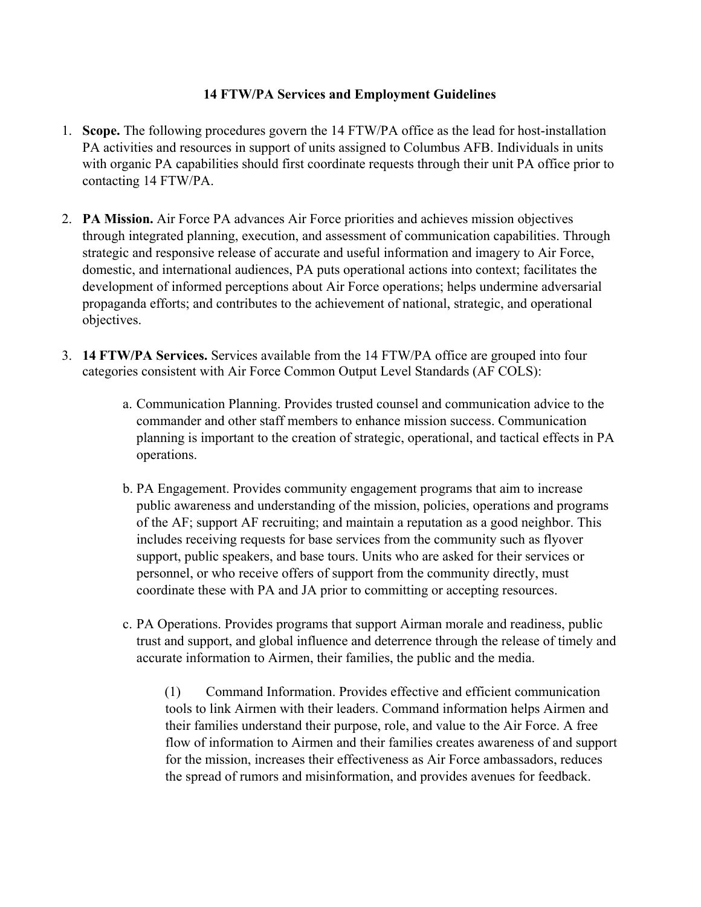# 14 FTW/PA Services and Employment Guidelines

1. **Scope.** The following procedures govern the 14 FTW/PA office as the lead for host-installation PA activities and resources in support of units assigned to Columbus AFB. Individuals in units with organic PA capabilities should first coordinate requests through their unit PA office prior to contacting 14 FTW/PA.

2. **PA Mission.** Air Force PA advances Air Force priorities and achieves mission objectives through integrated planning, execution, and assessment of communication capabilities. Through strategic and responsive release of accurate and useful information and imagery to Air Force, domestic, and international audiences, PA puts operational actions into context; facilitates the development of informed perceptions about Air Force operations; helps undermine adversarial propaganda efforts; and contributes to the achievement of national, strategic, and operational objectives.

3. **14 FTW/PA Services.** Services available from the 14 FTW/PA office are grouped into four categories consistent with Air Force Common Output Level Standards (AF COLS):

   a. Communication Planning. Provides trusted counsel and communication advice to the commander and other staff members to enhance mission success. Communication planning is important to the creation of strategic, operational, and tactical effects in PA operations.

   b. PA Engagement. Provides community engagement programs that aim to increase public awareness and understanding of the mission, policies, operations and programs of the AF; support AF recruiting; and maintain a reputation as a good neighbor. This includes receiving requests for base services from the community such as flyover support, public speakers, and base tours. Units who are asked for their services or personnel, or who receive offers of support from the community directly, must coordinate these with PA and JA prior to committing or accepting resources.

   c. PA Operations. Provides programs that support Airman morale and readiness, public trust and support, and global influence and deterrence through the release of timely and accurate information to Airmen, their families, the public and the media.

      (1) Command Information. Provides effective and efficient communication tools to link Airmen with their leaders. Command information helps Airmen and their families understand their purpose, role, and value to the Air Force. A free flow of information to Airmen and their families creates awareness of and support for the mission, increases their effectiveness as Air Force ambassadors, reduces the spread of rumors and misinformation, and provides avenues for feedback.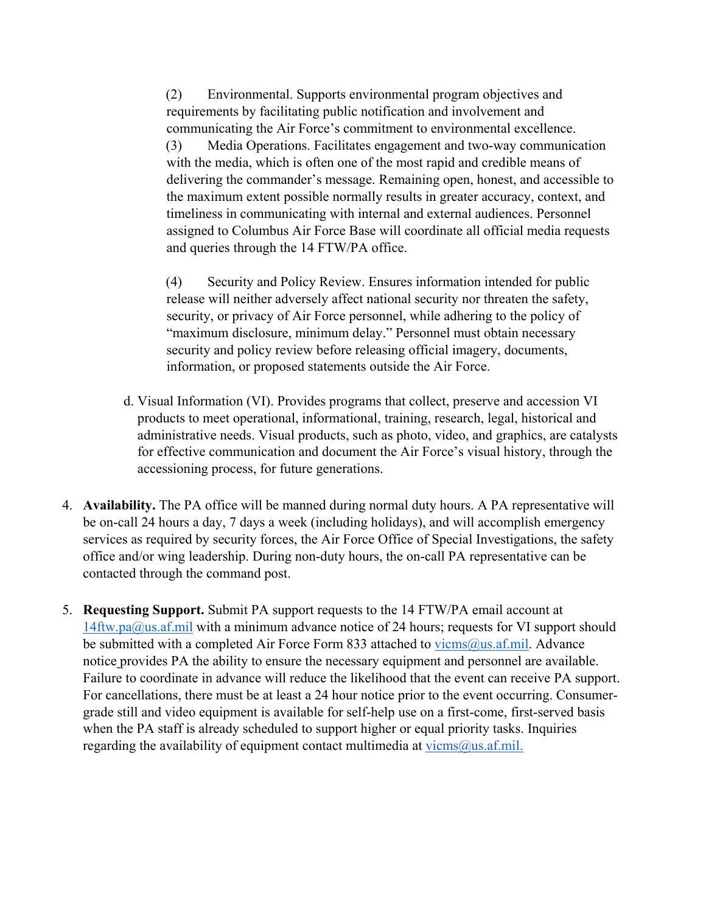(2) Environmental. Supports environmental program objectives and requirements by facilitating public notification and involvement and communicating the Air Force's commitment to environmental excellence.

(3) Media Operations. Facilitates engagement and two-way communication with the media, which is often one of the most rapid and credible means of delivering the commander's message. Remaining open, honest, and accessible to the maximum extent possible normally results in greater accuracy, context, and timeliness in communicating with internal and external audiences. Personnel assigned to Columbus Air Force Base will coordinate all official media requests and queries through the 14 FTW/PA office.

(4) Security and Policy Review. Ensures information intended for public release will neither adversely affect national security nor threaten the safety, security, or privacy of Air Force personnel, while adhering to the policy of "maximum disclosure, minimum delay." Personnel must obtain necessary security and policy review before releasing official imagery, documents, information, or proposed statements outside the Air Force.

d. Visual Information (VI). Provides programs that collect, preserve and accession VI products to meet operational, informational, training, research, legal, historical and administrative needs. Visual products, such as photo, video, and graphics, are catalysts for effective communication and document the Air Force's visual history, through the accessioning process, for future generations.

4. **Availability.** The PA office will be manned during normal duty hours. A PA representative will be on-call 24 hours a day, 7 days a week (including holidays), and will accomplish emergency services as required by security forces, the Air Force Office of Special Investigations, the safety office and/or wing leadership. During non-duty hours, the on-call PA representative can be contacted through the command post.

5. **Requesting Support.** Submit PA support requests to the 14 FTW/PA email account at 14ftw.pa@us.af.mil with a minimum advance notice of 24 hours; requests for VI support should be submitted with a completed Air Force Form 833 attached to vicms@us.af.mil. Advance notice provides PA the ability to ensure the necessary equipment and personnel are available. Failure to coordinate in advance will reduce the likelihood that the event can receive PA support. For cancellations, there must be at least a 24 hour notice prior to the event occurring. Consumer-grade still and video equipment is available for self-help use on a first-come, first-served basis when the PA staff is already scheduled to support higher or equal priority tasks. Inquiries regarding the availability of equipment contact multimedia at vicms@us.af.mil.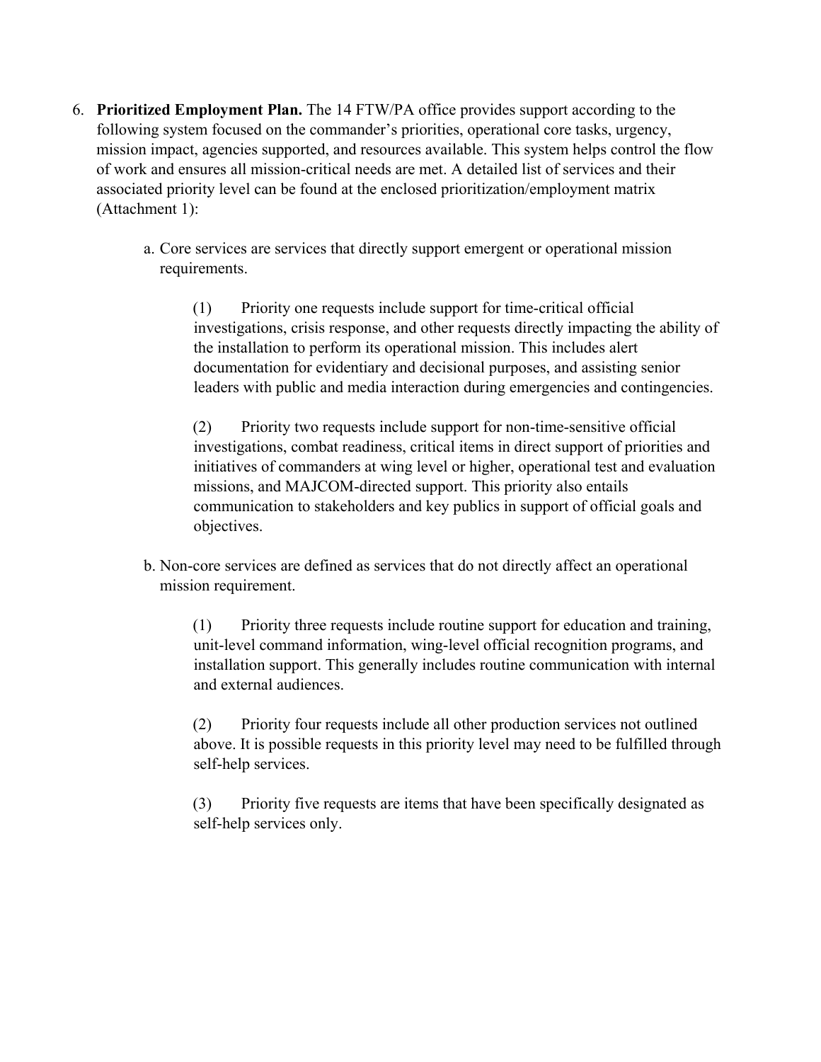6. **Prioritized Employment Plan.** The 14 FTW/PA office provides support according to the following system focused on the commander's priorities, operational core tasks, urgency, mission impact, agencies supported, and resources available. This system helps control the flow of work and ensures all mission-critical needs are met. A detailed list of services and their associated priority level can be found at the enclosed prioritization/employment matrix (Attachment 1):

   a. Core services are services that directly support emergent or operational mission requirements.

      (1) Priority one requests include support for time-critical official investigations, crisis response, and other requests directly impacting the ability of the installation to perform its operational mission. This includes alert documentation for evidentiary and decisional purposes, and assisting senior leaders with public and media interaction during emergencies and contingencies.

      (2) Priority two requests include support for non-time-sensitive official investigations, combat readiness, critical items in direct support of priorities and initiatives of commanders at wing level or higher, operational test and evaluation missions, and MAJCOM-directed support. This priority also entails communication to stakeholders and key publics in support of official goals and objectives.

   b. Non-core services are defined as services that do not directly affect an operational mission requirement.

      (1) Priority three requests include routine support for education and training, unit-level command information, wing-level official recognition programs, and installation support. This generally includes routine communication with internal and external audiences.

      (2) Priority four requests include all other production services not outlined above. It is possible requests in this priority level may need to be fulfilled through self-help services.

      (3) Priority five requests are items that have been specifically designated as self-help services only.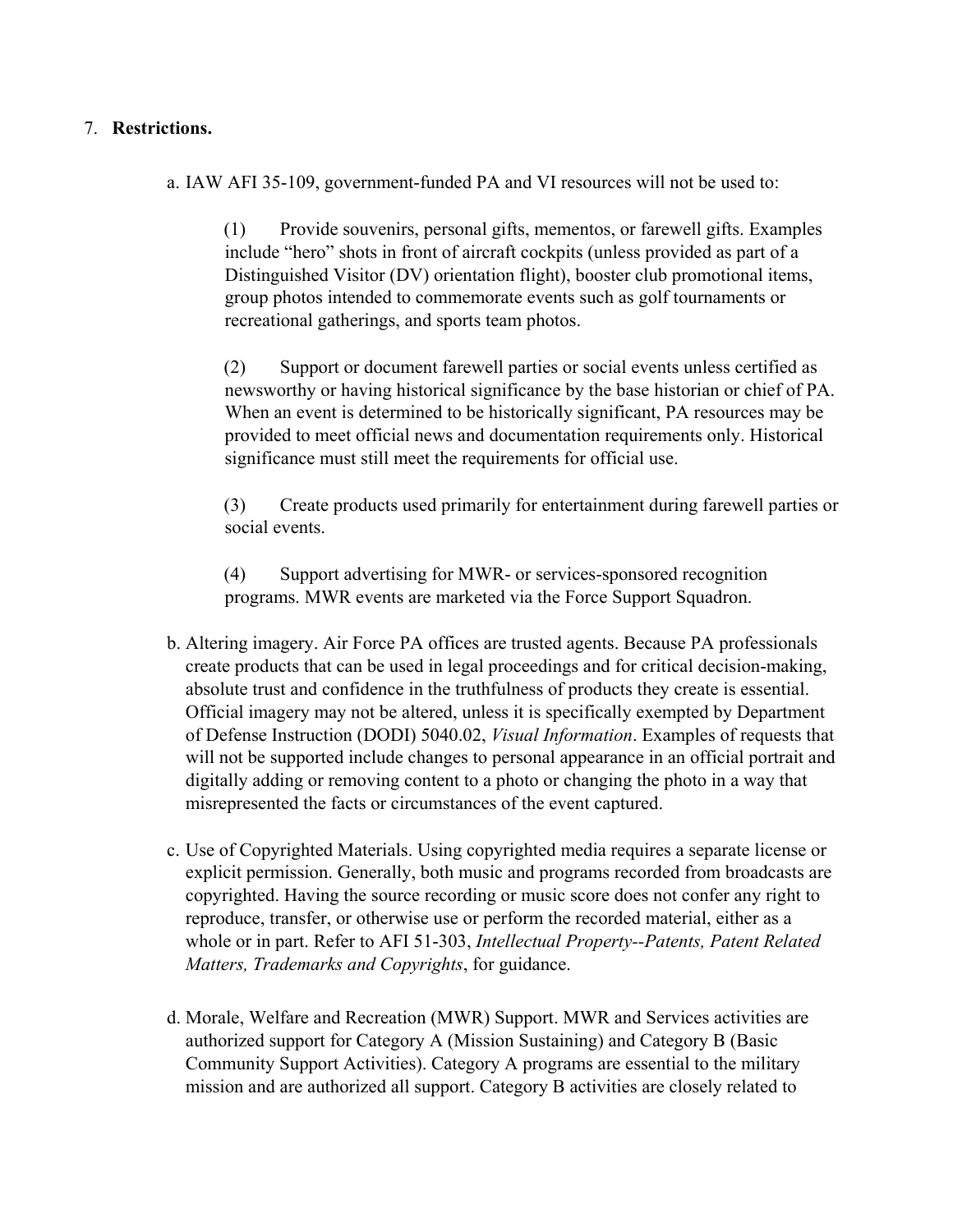7. **Restrictions.**

   a. IAW AFI 35-109, government-funded PA and VI resources will not be used to:

      (1) Provide souvenirs, personal gifts, mementos, or farewell gifts. Examples include "hero" shots in front of aircraft cockpits (unless provided as part of a Distinguished Visitor (DV) orientation flight), booster club promotional items, group photos intended to commemorate events such as golf tournaments or recreational gatherings, and sports team photos.

      (2) Support or document farewell parties or social events unless certified as newsworthy or having historical significance by the base historian or chief of PA. When an event is determined to be historically significant, PA resources may be provided to meet official news and documentation requirements only. Historical significance must still meet the requirements for official use.

      (3) Create products used primarily for entertainment during farewell parties or social events.

      (4) Support advertising for MWR- or services-sponsored recognition programs. MWR events are marketed via the Force Support Squadron.

   b. Altering imagery. Air Force PA offices are trusted agents. Because PA professionals create products that can be used in legal proceedings and for critical decision-making, absolute trust and confidence in the truthfulness of products they create is essential. Official imagery may not be altered, unless it is specifically exempted by Department of Defense Instruction (DODI) 5040.02, *Visual Information*. Examples of requests that will not be supported include changes to personal appearance in an official portrait and digitally adding or removing content to a photo or changing the photo in a way that misrepresented the facts or circumstances of the event captured.

   c. Use of Copyrighted Materials. Using copyrighted media requires a separate license or explicit permission. Generally, both music and programs recorded from broadcasts are copyrighted. Having the source recording or music score does not confer any right to reproduce, transfer, or otherwise use or perform the recorded material, either as a whole or in part. Refer to AFI 51-303, *Intellectual Property--Patents, Patent Related Matters, Trademarks and Copyrights*, for guidance.

   d. Morale, Welfare and Recreation (MWR) Support. MWR and Services activities are authorized support for Category A (Mission Sustaining) and Category B (Basic Community Support Activities). Category A programs are essential to the military mission and are authorized all support. Category B activities are closely related to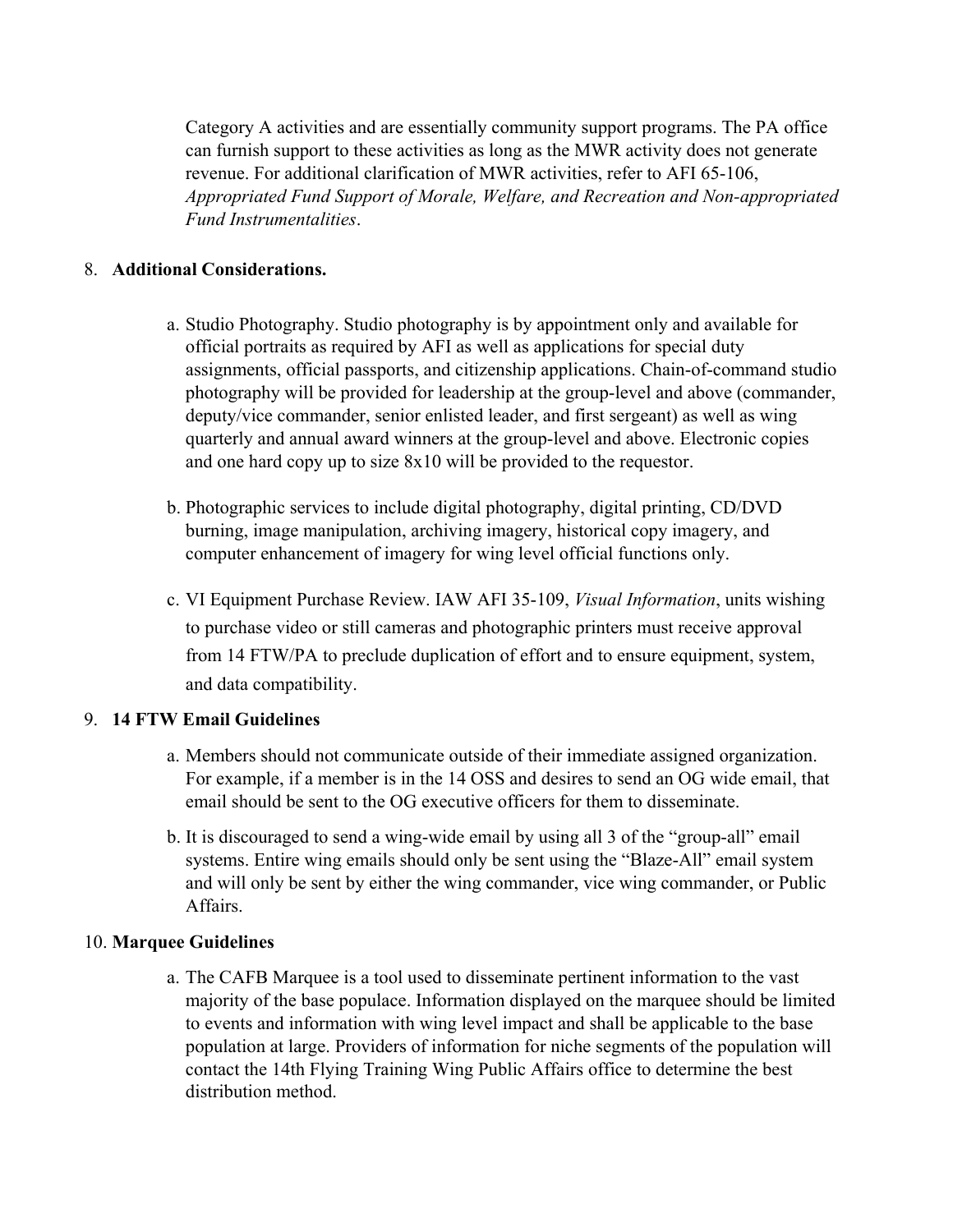Category A activities and are essentially community support programs. The PA office can furnish support to these activities as long as the MWR activity does not generate revenue. For additional clarification of MWR activities, refer to AFI 65-106, *Appropriated Fund Support of Morale, Welfare, and Recreation and Non-appropriated Fund Instrumentalities*.

8. **Additional Considerations.**

   a. Studio Photography. Studio photography is by appointment only and available for official portraits as required by AFI as well as applications for special duty assignments, official passports, and citizenship applications. Chain-of-command studio photography will be provided for leadership at the group-level and above (commander, deputy/vice commander, senior enlisted leader, and first sergeant) as well as wing quarterly and annual award winners at the group-level and above. Electronic copies and one hard copy up to size 8x10 will be provided to the requestor.

   b. Photographic services to include digital photography, digital printing, CD/DVD burning, image manipulation, archiving imagery, historical copy imagery, and computer enhancement of imagery for wing level official functions only.

   c. VI Equipment Purchase Review. IAW AFI 35-109, *Visual Information*, units wishing to purchase video or still cameras and photographic printers must receive approval from 14 FTW/PA to preclude duplication of effort and to ensure equipment, system, and data compatibility.

9. **14 FTW Email Guidelines**

   a. Members should not communicate outside of their immediate assigned organization. For example, if a member is in the 14 OSS and desires to send an OG wide email, that email should be sent to the OG executive officers for them to disseminate.

   b. It is discouraged to send a wing-wide email by using all 3 of the "group-all" email systems. Entire wing emails should only be sent using the "Blaze-All" email system and will only be sent by either the wing commander, vice wing commander, or Public Affairs.

10. **Marquee Guidelines**

    a. The CAFB Marquee is a tool used to disseminate pertinent information to the vast majority of the base populace. Information displayed on the marquee should be limited to events and information with wing level impact and shall be applicable to the base population at large. Providers of information for niche segments of the population will contact the 14th Flying Training Wing Public Affairs office to determine the best distribution method.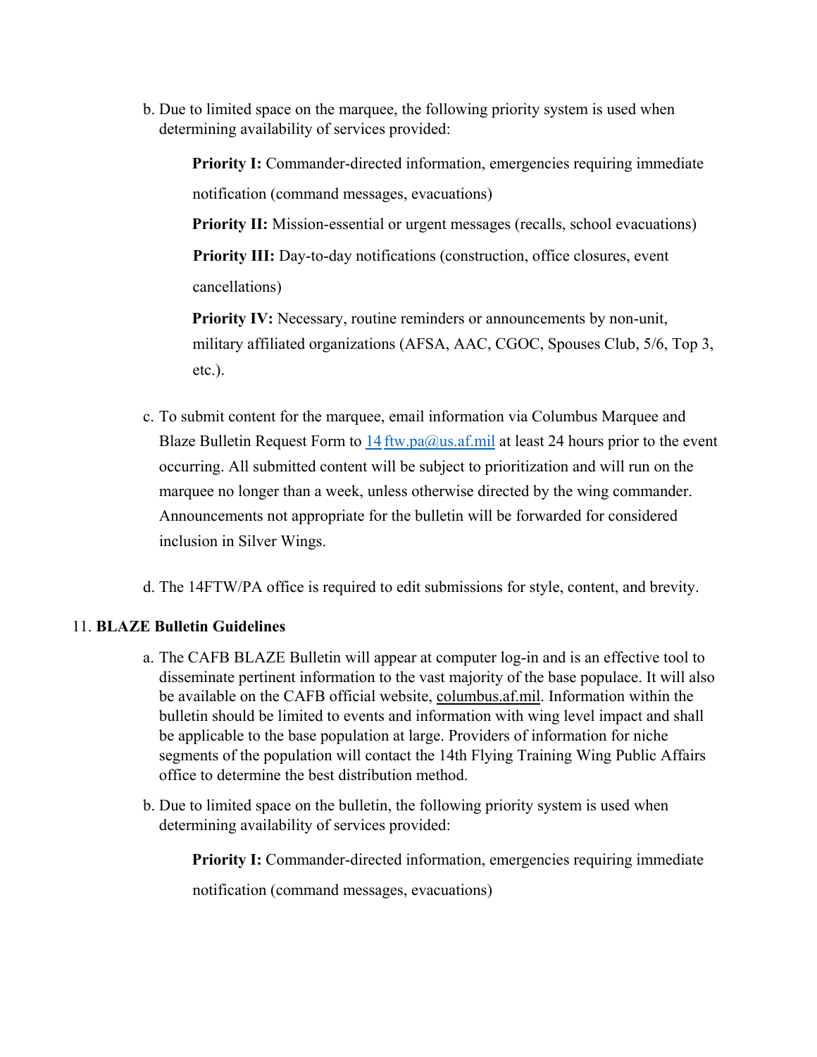b. Due to limited space on the marquee, the following priority system is used when determining availability of services provided:

   **Priority I:** Commander-directed information, emergencies requiring immediate notification (command messages, evacuations)

   **Priority II:** Mission-essential or urgent messages (recalls, school evacuations)

   **Priority III:** Day-to-day notifications (construction, office closures, event cancellations)

   **Priority IV:** Necessary, routine reminders or announcements by non-unit, military affiliated organizations (AFSA, AAC, CGOC, Spouses Club, 5/6, Top 3, etc.).

c. To submit content for the marquee, email information via Columbus Marquee and Blaze Bulletin Request Form to 14 ftw.pa@us.af.mil at least 24 hours prior to the event occurring. All submitted content will be subject to prioritization and will run on the marquee no longer than a week, unless otherwise directed by the wing commander. Announcements not appropriate for the bulletin will be forwarded for considered inclusion in Silver Wings.

d. The 14FTW/PA office is required to edit submissions for style, content, and brevity.

11. **BLAZE Bulletin Guidelines**

a. The CAFB BLAZE Bulletin will appear at computer log-in and is an effective tool to disseminate pertinent information to the vast majority of the base populace. It will also be available on the CAFB official website, columbus.af.mil. Information within the bulletin should be limited to events and information with wing level impact and shall be applicable to the base population at large. Providers of information for niche segments of the population will contact the 14th Flying Training Wing Public Affairs office to determine the best distribution method.

b. Due to limited space on the bulletin, the following priority system is used when determining availability of services provided:

   **Priority I:** Commander-directed information, emergencies requiring immediate notification (command messages, evacuations)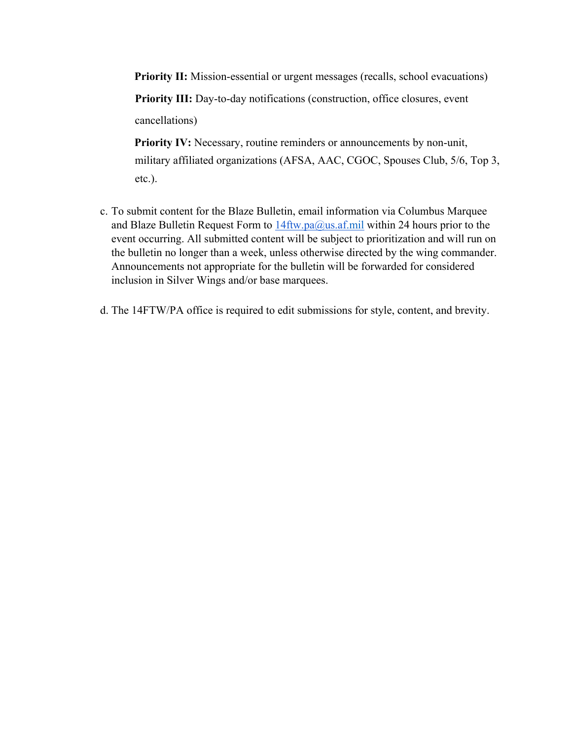**Priority II:** Mission-essential or urgent messages (recalls, school evacuations)

**Priority III:** Day-to-day notifications (construction, office closures, event cancellations)

**Priority IV:** Necessary, routine reminders or announcements by non-unit, military affiliated organizations (AFSA, AAC, CGOC, Spouses Club, 5/6, Top 3, etc.).

c. To submit content for the Blaze Bulletin, email information via Columbus Marquee and Blaze Bulletin Request Form to 14ftw.pa@us.af.mil within 24 hours prior to the event occurring. All submitted content will be subject to prioritization and will run on the bulletin no longer than a week, unless otherwise directed by the wing commander. Announcements not appropriate for the bulletin will be forwarded for considered inclusion in Silver Wings and/or base marquees.

d. The 14FTW/PA office is required to edit submissions for style, content, and brevity.